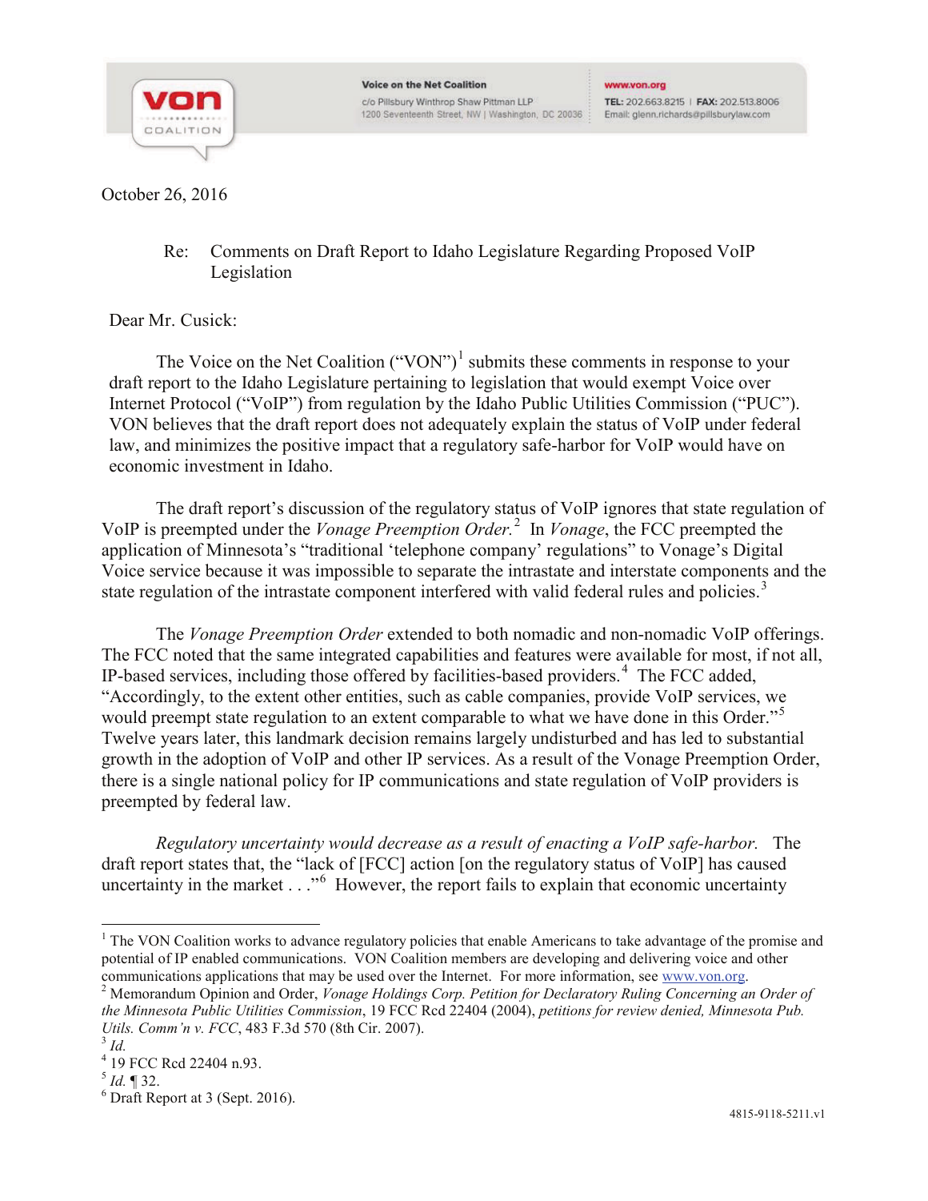Voice on the Net Coalition
c/o Pillsbury Winthrop Shaw Pittman LLP
1200 Seventeenth Street, NW | Washington, DC 20036

www.von.org
TEL: 202.663.8215 | FAX: 202.513.8006
Email: glenn.richards@pillsburylaw.com

October 26, 2016

Re: Comments on Draft Report to Idaho Legislature Regarding Proposed VoIP Legislation

Dear Mr. Cusick:

The Voice on the Net Coalition ("VON")[1] submits these comments in response to your draft report to the Idaho Legislature pertaining to legislation that would exempt Voice over Internet Protocol ("VoIP") from regulation by the Idaho Public Utilities Commission ("PUC"). VON believes that the draft report does not adequately explain the status of VoIP under federal law, and minimizes the positive impact that a regulatory safe-harbor for VoIP would have on economic investment in Idaho.

The draft report's discussion of the regulatory status of VoIP ignores that state regulation of VoIP is preempted under the *Vonage Preemption Order.*[2] In *Vonage*, the FCC preempted the application of Minnesota's "traditional 'telephone company' regulations" to Vonage's Digital Voice service because it was impossible to separate the intrastate and interstate components and the state regulation of the intrastate component interfered with valid federal rules and policies.[3]

The *Vonage Preemption Order* extended to both nomadic and non-nomadic VoIP offerings. The FCC noted that the same integrated capabilities and features were available for most, if not all, IP-based services, including those offered by facilities-based providers.[4] The FCC added, "Accordingly, to the extent other entities, such as cable companies, provide VoIP services, we would preempt state regulation to an extent comparable to what we have done in this Order."[5] Twelve years later, this landmark decision remains largely undisturbed and has led to substantial growth in the adoption of VoIP and other IP services. As a result of the Vonage Preemption Order, there is a single national policy for IP communications and state regulation of VoIP providers is preempted by federal law.

*Regulatory uncertainty would decrease as a result of enacting a VoIP safe-harbor.* The draft report states that, the "lack of [FCC] action [on the regulatory status of VoIP] has caused uncertainty in the market . . ."[6] However, the report fails to explain that economic uncertainty

---

[1] The VON Coalition works to advance regulatory policies that enable Americans to take advantage of the promise and potential of IP enabled communications. VON Coalition members are developing and delivering voice and other communications applications that may be used over the Internet. For more information, see www.von.org.

[2] Memorandum Opinion and Order, *Vonage Holdings Corp. Petition for Declaratory Ruling Concerning an Order of the Minnesota Public Utilities Commission*, 19 FCC Rcd 22404 (2004), *petitions for review denied, Minnesota Pub. Utils. Comm'n v. FCC*, 483 F.3d 570 (8th Cir. 2007).

[3] *Id.*

[4] 19 FCC Rcd 22404 n.93.

[5] *Id.* ¶ 32.

[6] Draft Report at 3 (Sept. 2016).

4815-9118-5211.v1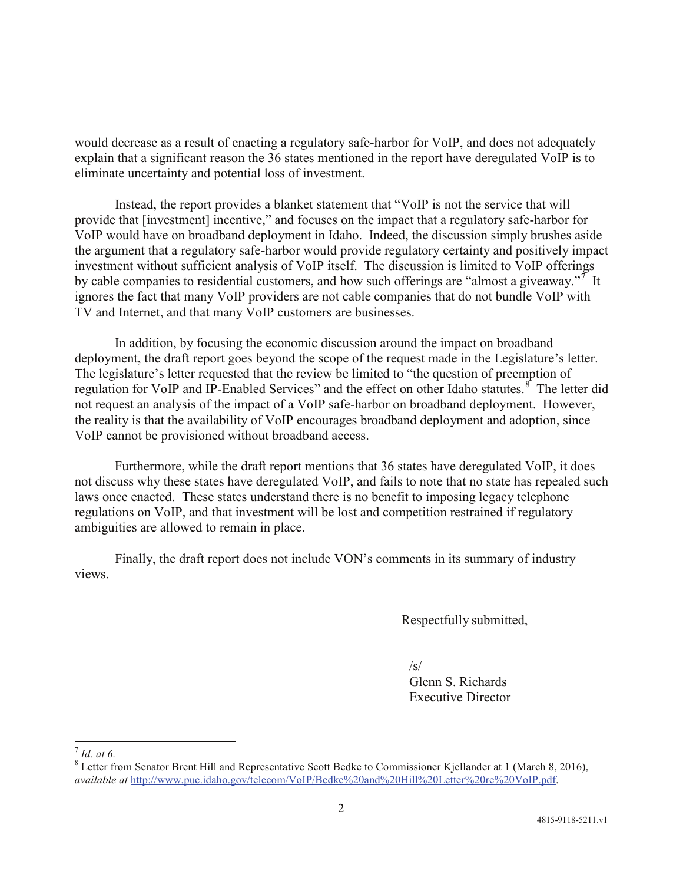would decrease as a result of enacting a regulatory safe-harbor for VoIP, and does not adequately explain that a significant reason the 36 states mentioned in the report have deregulated VoIP is to eliminate uncertainty and potential loss of investment.

Instead, the report provides a blanket statement that "VoIP is not the service that will provide that [investment] incentive," and focuses on the impact that a regulatory safe-harbor for VoIP would have on broadband deployment in Idaho. Indeed, the discussion simply brushes aside the argument that a regulatory safe-harbor would provide regulatory certainty and positively impact investment without sufficient analysis of VoIP itself. The discussion is limited to VoIP offerings by cable companies to residential customers, and how such offerings are "almost a giveaway."[7] It ignores the fact that many VoIP providers are not cable companies that do not bundle VoIP with TV and Internet, and that many VoIP customers are businesses.

In addition, by focusing the economic discussion around the impact on broadband deployment, the draft report goes beyond the scope of the request made in the Legislature's letter. The legislature's letter requested that the review be limited to "the question of preemption of regulation for VoIP and IP-Enabled Services" and the effect on other Idaho statutes.[8] The letter did not request an analysis of the impact of a VoIP safe-harbor on broadband deployment. However, the reality is that the availability of VoIP encourages broadband deployment and adoption, since VoIP cannot be provisioned without broadband access.

Furthermore, while the draft report mentions that 36 states have deregulated VoIP, it does not discuss why these states have deregulated VoIP, and fails to note that no state has repealed such laws once enacted. These states understand there is no benefit to imposing legacy telephone regulations on VoIP, and that investment will be lost and competition restrained if regulatory ambiguities are allowed to remain in place.

Finally, the draft report does not include VON's comments in its summary of industry views.

Respectfully submitted,

/s/
Glenn S. Richards
Executive Director

---

[7] *Id. at 6.*

[8] Letter from Senator Brent Hill and Representative Scott Bedke to Commissioner Kjellander at 1 (March 8, 2016), *available at* http://www.puc.idaho.gov/telecom/VoIP/Bedke%20and%20Hill%20Letter%20re%20VoIP.pdf.

4815-9118-5211.v1